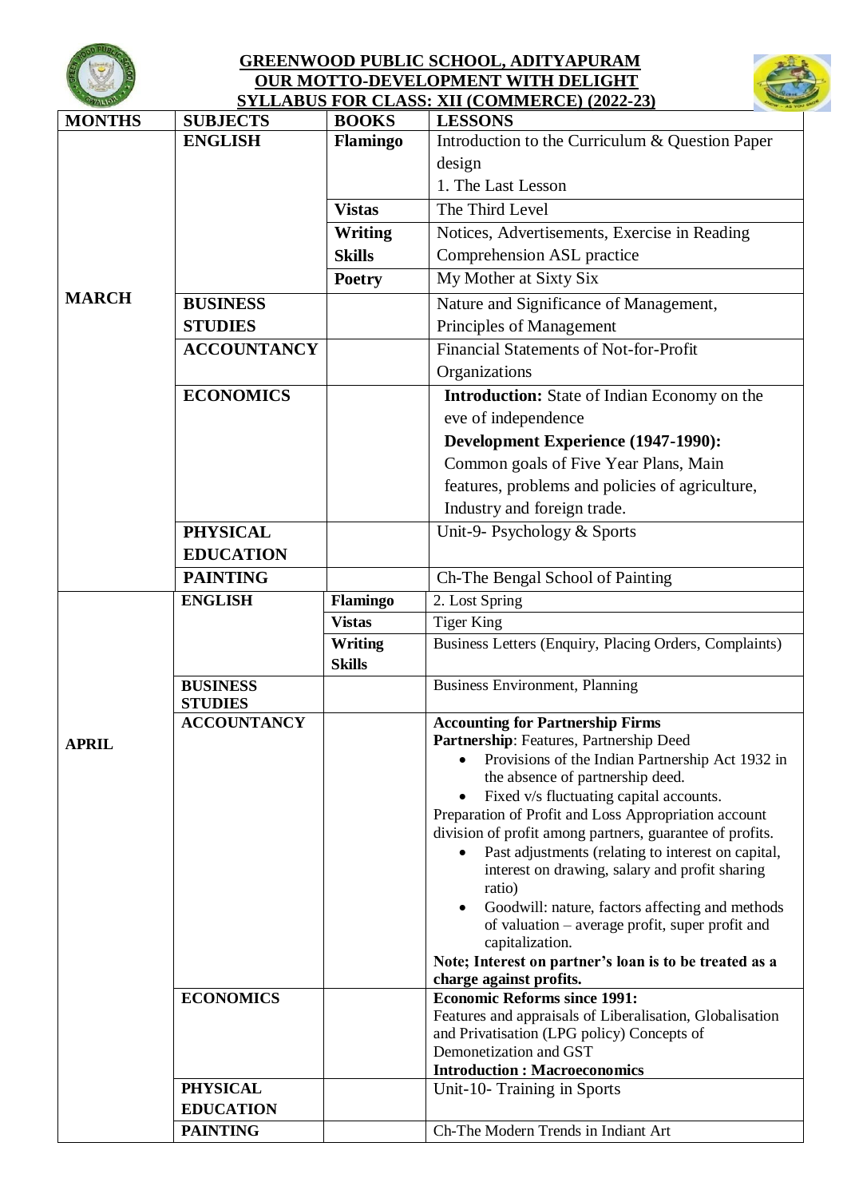# GREENWOOD PUBLIC SCHOOL, ADITYAPURAM

## OUR MOTTO-DEVELOPMENT WITH DELIGHT

## SYLLABUS FOR CLASS: XII (COMMERCE) (2022-23)

| MONTHS | SUBJECTS | BOOKS | LESSONS |
|---|---|---|---|
| MARCH | **ENGLISH** | **Flamingo** | Introduction to the Curriculum & Question Paper design<br>1. The Last Lesson |
| | | **Vistas** | The Third Level |
| | | **Writing Skills** | Notices, Advertisements, Exercise in Reading Comprehension ASL practice |
| | | **Poetry** | My Mother at Sixty Six |
| | **BUSINESS STUDIES** | | Nature and Significance of Management, Principles of Management |
| | **ACCOUNTANCY** | | Financial Statements of Not-for-Profit Organizations |
| | **ECONOMICS** | | **Introduction:** State of Indian Economy on the eve of independence<br>**Development Experience (1947-1990):** Common goals of Five Year Plans, Main features, problems and policies of agriculture, Industry and foreign trade. |
| | **PHYSICAL EDUCATION** | | Unit-9- Psychology & Sports |
| | **PAINTING** | | Ch-The Bengal School of Painting |
| APRIL | **ENGLISH** | **Flamingo** | 2. Lost Spring |
| | | **Vistas** | Tiger King |
| | | **Writing Skills** | Business Letters (Enquiry, Placing Orders, Complaints) |
| | **BUSINESS STUDIES** | | Business Environment, Planning |
| | **ACCOUNTANCY** | | **Accounting for Partnership Firms**<br>**Partnership**: Features, Partnership Deed<br>• Provisions of the Indian Partnership Act 1932 in the absence of partnership deed.<br>• Fixed v/s fluctuating capital accounts.<br>Preparation of Profit and Loss Appropriation account division of profit among partners, guarantee of profits.<br>• Past adjustments (relating to interest on capital, interest on drawing, salary and profit sharing ratio)<br>• Goodwill: nature, factors affecting and methods of valuation – average profit, super profit and capitalization.<br>**Note; Interest on partner's loan is to be treated as a charge against profits.** |
| | **ECONOMICS** | | **Economic Reforms since 1991:**<br>Features and appraisals of Liberalisation, Globalisation and Privatisation (LPG policy) Concepts of Demonetization and GST<br>**Introduction : Macroeconomics** |
| | **PHYSICAL EDUCATION** | | Unit-10- Training in Sports |
| | **PAINTING** | | Ch-The Modern Trends in Indiant Art |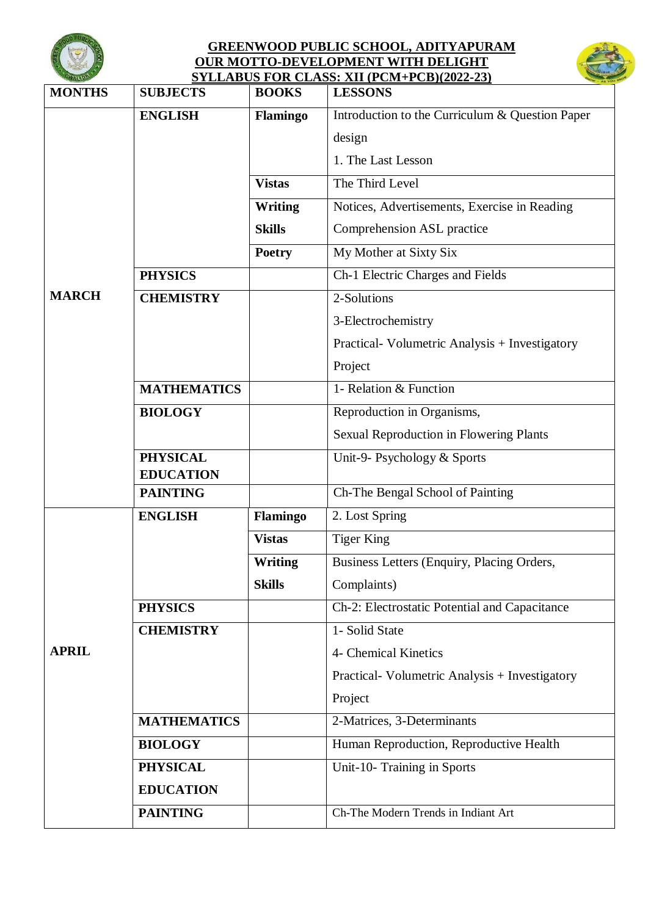**GREENWOOD PUBLIC SCHOOL, ADITYAPURAM**
**OUR MOTTO-DEVELOPMENT WITH DELIGHT**
**SYLLABUS FOR CLASS: XII (PCM+PCB)(2022-23)**

| MONTHS | SUBJECTS | BOOKS | LESSONS |
|---|---|---|---|
| MARCH | ENGLISH | Flamingo | Introduction to the Curriculum & Question Paper design<br>1. The Last Lesson |
| | | Vistas | The Third Level |
| | | Writing Skills | Notices, Advertisements, Exercise in Reading Comprehension ASL practice |
| | | Poetry | My Mother at Sixty Six |
| | PHYSICS | | Ch-1 Electric Charges and Fields |
| | CHEMISTRY | | 2-Solutions<br>3-Electrochemistry<br>Practical- Volumetric Analysis + Investigatory Project |
| | MATHEMATICS | | 1- Relation & Function |
| | BIOLOGY | | Reproduction in Organisms,<br>Sexual Reproduction in Flowering Plants |
| | PHYSICAL EDUCATION | | Unit-9- Psychology & Sports |
| | PAINTING | | Ch-The Bengal School of Painting |
| APRIL | ENGLISH | Flamingo | 2. Lost Spring |
| | | Vistas | Tiger King |
| | | Writing Skills | Business Letters (Enquiry, Placing Orders, Complaints) |
| | PHYSICS | | Ch-2: Electrostatic Potential and Capacitance |
| | CHEMISTRY | | 1- Solid State<br>4- Chemical Kinetics<br>Practical- Volumetric Analysis + Investigatory Project |
| | MATHEMATICS | | 2-Matrices, 3-Determinants |
| | BIOLOGY | | Human Reproduction, Reproductive Health |
| | PHYSICAL EDUCATION | | Unit-10- Training in Sports |
| | PAINTING | | Ch-The Modern Trends in Indiant Art |